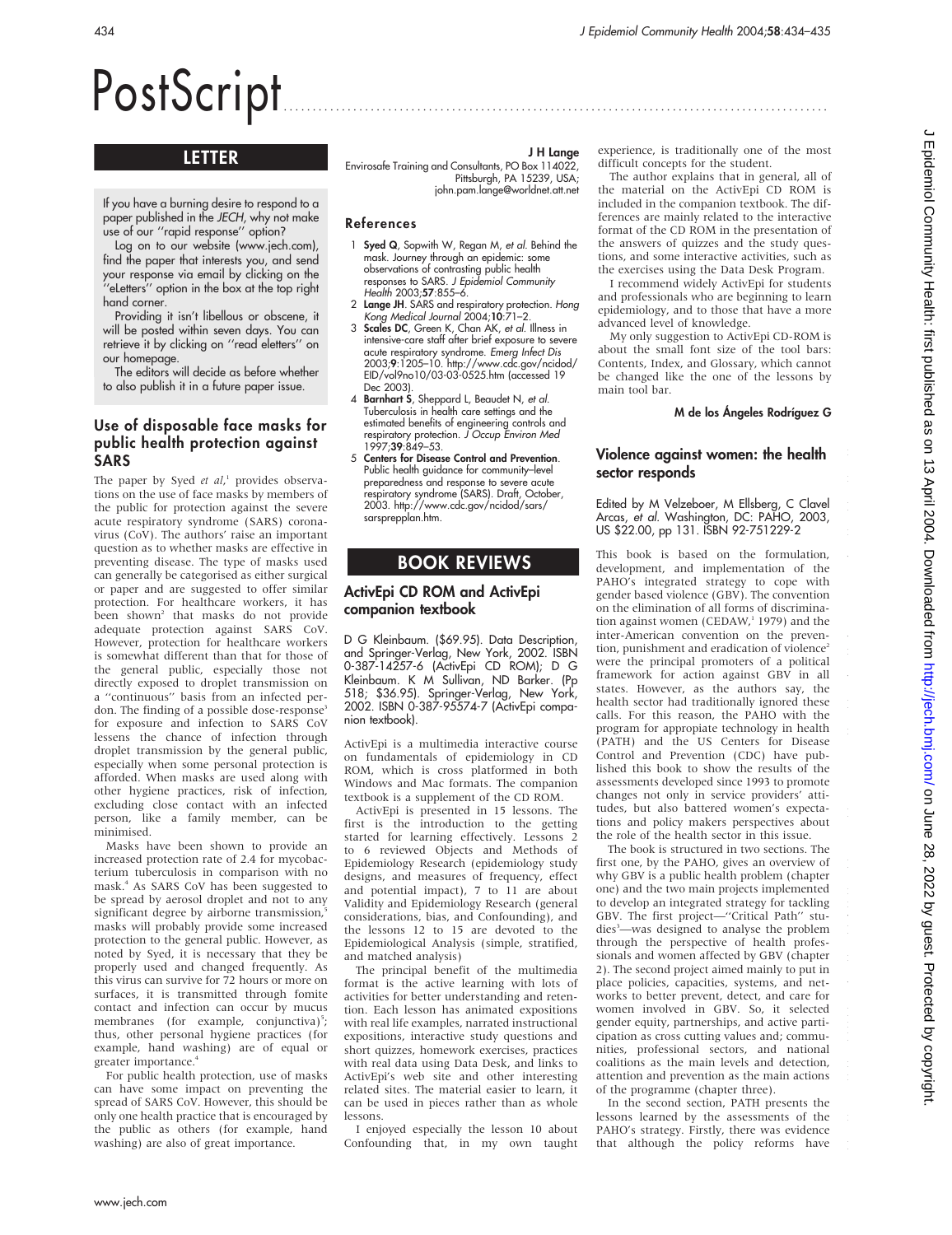# PostScript

## LETTER

If you have a burning desire to respond to a paper published in the *JECH*, why not make use of our "rapid response" option?

Log on to our website (www.jech.com), find the paper that interests you, and send your response via email by clicking on the "eLetters" option in the box at the top right hand corner.

Providing it isn't libellous or obscene, it will be posted within seven days. You can retrieve it by clicking on "read eletters" on our homepage.

The editors will decide as before whether to also publish it in a future paper issue.

### Use of disposable face masks for public health protection against SARS

The paper by Syed *et al*,[1] provides observations on the use of face masks by members of the public for protection against the severe acute respiratory syndrome (SARS) coronavirus (CoV). The authors' raise an important question as to whether masks are effective in preventing disease. The type of masks used can generally be categorised as either surgical or paper and are suggested to offer similar protection. For healthcare workers, it has been shown[2] that masks do not provide adequate protection against SARS CoV. However, protection for healthcare workers is somewhat different than that for those of the general public, especially those not directly exposed to droplet transmission on a "continuous" basis from an infected perdon. The finding of a possible dose-response[3] for exposure and infection to SARS CoV lessens the chance of infection through droplet transmission by the general public, especially when some personal protection is afforded. When masks are used along with other hygiene practices, risk of infection, excluding close contact with an infected person, like a family member, can be minimised.

Masks have been shown to provide an increased protection rate of 2.4 for mycobacterium tuberculosis in comparison with no mask.[4] As SARS CoV has been suggested to be spread by aerosol droplet and not to any significant degree by airborne transmission,[5] masks will probably provide some increased protection to the general public. However, as noted by Syed, it is necessary that they be properly used and changed frequently. As this virus can survive for 72 hours or more on surfaces, it is transmitted through fomite contact and infection can occur by mucus membranes (for example, conjunctiva)[5]; thus, other personal hygiene practices (for example, hand washing) are of equal or greater importance.[4]

For public health protection, use of masks can have some impact on preventing the spread of SARS CoV. However, this should be only one health practice that is encouraged by the public as others (for example, hand washing) are also of great importance.

**J H Lange**
Envirosafe Training and Consultants, PO Box 114022, Pittsburgh, PA 15239, USA; john.pam.lange@worldnet.att.net

#### References

1. **Syed Q**, Sopwith W, Regan M, *et al*. Behind the mask. Journey through an epidemic: some observations of contrasting public health responses to SARS. *J Epidemiol Community Health* 2003;**57**:855–6.
2. **Lange JH**. SARS and respiratory protection. *Hong Kong Medical Journal* 2004;**10**:71–2.
3. **Scales DC**, Green K, Chan AK, *et al*. Illness in intensive-care staff after brief exposure to severe acute respiratory syndrome. *Emerg Infect Dis* 2003;**9**:1205–10. http://www.cdc.gov/ncidod/EID/vol9no10/03-03-0525.htm (accessed 19 Dec 2003).
4. **Barnhart S**, Sheppard L, Beaudet N, *et al*. Tuberculosis in health care settings and the estimated benefits of engineering controls and respiratory protection. *J Occup Environ Med* 1997;**39**:849–53.
5. **Centers for Disease Control and Prevention**. Public health guidance for community–level preparedness and response to severe acute respiratory syndrome (SARS). Draft, October, 2003. http://www.cdc.gov/ncidod/sars/sarsprepplan.htm.

## BOOK REVIEWS

### ActivEpi CD ROM and ActivEpi companion textbook

D G Kleinbaum. ($69.95). Data Description, and Springer-Verlag, New York, 2002. ISBN 0-387-14257-6 (ActivEpi CD ROM); D G Kleinbaum. K M Sullivan, ND Barker. (Pp 518; $36.95). Springer-Verlag, New York, 2002. ISBN 0-387-95574-7 (ActivEpi companion textbook).

ActivEpi is a multimedia interactive course on fundamentals of epidemiology in CD ROM, which is cross platformed in both Windows and Mac formats. The companion textbook is a supplement of the CD ROM.

ActivEpi is presented in 15 lessons. The first is the introduction to the getting started for learning effectively. Lessons 2 to 6 reviewed Objects and Methods of Epidemiology Research (epidemiology study designs, and measures of frequency, effect and potential impact), 7 to 11 are about Validity and Epidemiology Research (general considerations, bias, and Confounding), and the lessons 12 to 15 are devoted to the Epidemiological Analysis (simple, stratified, and matched analysis)

The principal benefit of the multimedia format is the active learning with lots of activities for better understanding and retention. Each lesson has animated expositions with real life examples, narrated instructional expositions, interactive study questions and short quizzes, homework exercises, practices with real data using Data Desk, and links to ActivEpi's web site and other interesting related sites. The material easier to learn, it can be used in pieces rather than as whole lessons.

I enjoyed especially the lesson 10 about Confounding that, in my own taught experience, is traditionally one of the most difficult concepts for the student.

The author explains that in general, all of the material on the ActivEpi CD ROM is included in the companion textbook. The differences are mainly related to the interactive format of the CD ROM in the presentation of the answers of quizzes and the study questions, and some interactive activities, such as the exercises using the Data Desk Program.

I recommend widely ActivEpi for students and professionals who are beginning to learn epidemiology, and to those that have a more advanced level of knowledge.

My only suggestion to ActivEpi CD-ROM is about the small font size of the tool bars: Contents, Index, and Glossary, which cannot be changed like the one of the lessons by main tool bar.

**M de los Ángeles Rodríguez G**

### Violence against women: the health sector responds

Edited by M Velzeboer, M Ellsberg, C Clavel Arcas, *et al*. Washington, DC: PAHO, 2003, US $22.00, pp 131. ISBN 92-751229-2

This book is based on the formulation, development, and implementation of the PAHO's integrated strategy to cope with gender based violence (GBV). The convention on the elimination of all forms of discrimination against women (CEDAW,[1] 1979) and the inter-American convention on the prevention, punishment and eradication of violence[2] were the principal promoters of a political framework for action against GBV in all states. However, as the authors say, the health sector had traditionally ignored these calls. For this reason, the PAHO with the program for appropiate technology in health (PATH) and the US Centers for Disease Control and Prevention (CDC) have published this book to show the results of the assessments developed since 1993 to promote changes not only in service providers' attitudes, but also battered women's expectations and policy makers perspectives about the role of the health sector in this issue.

The book is structured in two sections. The first one, by the PAHO, gives an overview of why GBV is a public health problem (chapter one) and the two main projects implemented to develop an integrated strategy for tackling GBV. The first project—"Critical Path" studies[3]—was designed to analyse the problem through the perspective of health professionals and women affected by GBV (chapter 2). The second project aimed mainly to put in place policies, capacities, systems, and networks to better prevent, detect, and care for women involved in GBV. So, it selected gender equity, partnerships, and active participation as cross cutting values and; communities, professional sectors, and national coalitions as the main levels and detection, attention and prevention as the main actions of the programme (chapter three).

In the second section, PATH presents the lessons learned by the assessments of the PAHO's strategy. Firstly, there was evidence that although the policy reforms have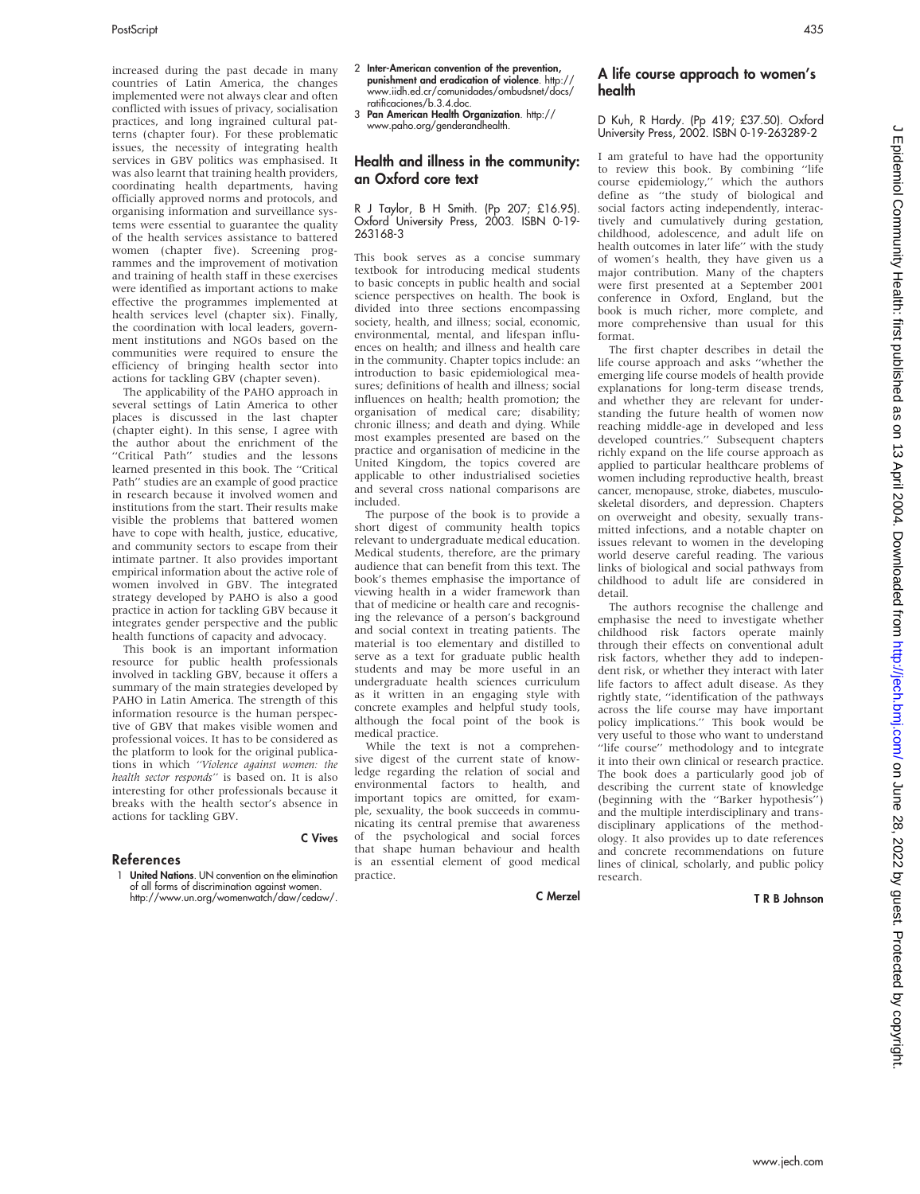increased during the past decade in many countries of Latin America, the changes implemented were not always clear and often conflicted with issues of privacy, socialisation practices, and long ingrained cultural patterns (chapter four). For these problematic issues, the necessity of integrating health services in GBV politics was emphasised. It was also learnt that training health providers, coordinating health departments, having officially approved norms and protocols, and organising information and surveillance systems were essential to guarantee the quality of the health services assistance to battered women (chapter five). Screening programmes and the improvement of motivation and training of health staff in these exercises were identified as important actions to make effective the programmes implemented at health services level (chapter six). Finally, the coordination with local leaders, government institutions and NGOs based on the communities were required to ensure the efficiency of bringing health sector into actions for tackling GBV (chapter seven).

The applicability of the PAHO approach in several settings of Latin America to other places is discussed in the last chapter (chapter eight). In this sense, I agree with the author about the enrichment of the "Critical Path" studies and the lessons learned presented in this book. The "Critical Path" studies are an example of good practice in research because it involved women and institutions from the start. Their results make visible the problems that battered women have to cope with health, justice, educative, and community sectors to escape from their intimate partner. It also provides important empirical information about the active role of women involved in GBV. The integrated strategy developed by PAHO is also a good practice in action for tackling GBV because it integrates gender perspective and the public health functions of capacity and advocacy.

This book is an important information resource for public health professionals involved in tackling GBV, because it offers a summary of the main strategies developed by PAHO in Latin America. The strength of this information resource is the human perspective of GBV that makes visible women and professional voices. It has to be considered as the platform to look for the original publications in which *"Violence against women: the health sector responds"* is based on. It is also interesting for other professionals because it breaks with the health sector's absence in actions for tackling GBV.

**C Vives**

## References

1. **United Nations**. UN convention on the elimination of all forms of discrimination against women. http://www.un.org/womenwatch/daw/cedaw/.
2. **Inter-American convention of the prevention, punishment and eradication of violence**. http://www.iidh.ed.cr/comunidades/ombudsnet/docs/ratificaciones/b.3.4.doc.
3. **Pan American Health Organization**. http://www.paho.org/genderandhealth.

## Health and illness in the community: an Oxford core text

R J Taylor, B H Smith. (Pp 207; £16.95). Oxford University Press, 2003. ISBN 0-19-263168-3

This book serves as a concise summary textbook for introducing medical students to basic concepts in public health and social science perspectives on health. The book is divided into three sections encompassing society, health, and illness; social, economic, environmental, mental, and lifespan influences on health; and illness and health care in the community. Chapter topics include: an introduction to basic epidemiological measures; definitions of health and illness; social influences on health; health promotion; the organisation of medical care; disability; chronic illness; and death and dying. While most examples presented are based on the practice and organisation of medicine in the United Kingdom, the topics covered are applicable to other industrialised societies and several cross national comparisons are included.

The purpose of the book is to provide a short digest of community health topics relevant to undergraduate medical education. Medical students, therefore, are the primary audience that can benefit from this text. The book's themes emphasise the importance of viewing health in a wider framework than that of medicine or health care and recognising the relevance of a person's background and social context in treating patients. The material is too elementary and distilled to serve as a text for graduate public health students and may be more useful in an undergraduate health sciences curriculum as it written in an engaging style with concrete examples and helpful study tools, although the focal point of the book is medical practice.

While the text is not a comprehensive digest of the current state of knowledge regarding the relation of social and environmental factors to health, and important topics are omitted, for example, sexuality, the book succeeds in communicating its central premise that awareness of the psychological and social forces that shape human behaviour and health is an essential element of good medical practice.

**C Merzel**

## A life course approach to women's health

D Kuh, R Hardy. (Pp 419; £37.50). Oxford University Press, 2002. ISBN 0-19-263289-2

I am grateful to have had the opportunity to review this book. By combining "life course epidemiology," which the authors define as "the study of biological and social factors acting independently, interactively and cumulatively during gestation, childhood, adolescence, and adult life on health outcomes in later life" with the study of women's health, they have given us a major contribution. Many of the chapters were first presented at a September 2001 conference in Oxford, England, but the book is much richer, more complete, and more comprehensive than usual for this format.

The first chapter describes in detail the life course approach and asks "whether the emerging life course models of health provide explanations for long-term disease trends, and whether they are relevant for understanding the future health of women now reaching middle-age in developed and less developed countries." Subsequent chapters richly expand on the life course approach as applied to particular healthcare problems of women including reproductive health, breast cancer, menopause, stroke, diabetes, musculoskeletal disorders, and depression. Chapters on overweight and obesity, sexually transmitted infections, and a notable chapter on issues relevant to women in the developing world deserve careful reading. The various links of biological and social pathways from childhood to adult life are considered in detail.

The authors recognise the challenge and emphasise the need to investigate whether childhood risk factors operate mainly through their effects on conventional adult risk factors, whether they add to independent risk, or whether they interact with later life factors to affect adult disease. As they rightly state, "identification of the pathways across the life course may have important policy implications." This book would be very useful to those who want to understand "life course" methodology and to integrate it into their own clinical or research practice. The book does a particularly good job of describing the current state of knowledge (beginning with the "Barker hypothesis") and the multiple interdisciplinary and transdisciplinary applications of the methodology. It also provides up to date references and concrete recommendations on future lines of clinical, scholarly, and public policy research.

**T R B Johnson**